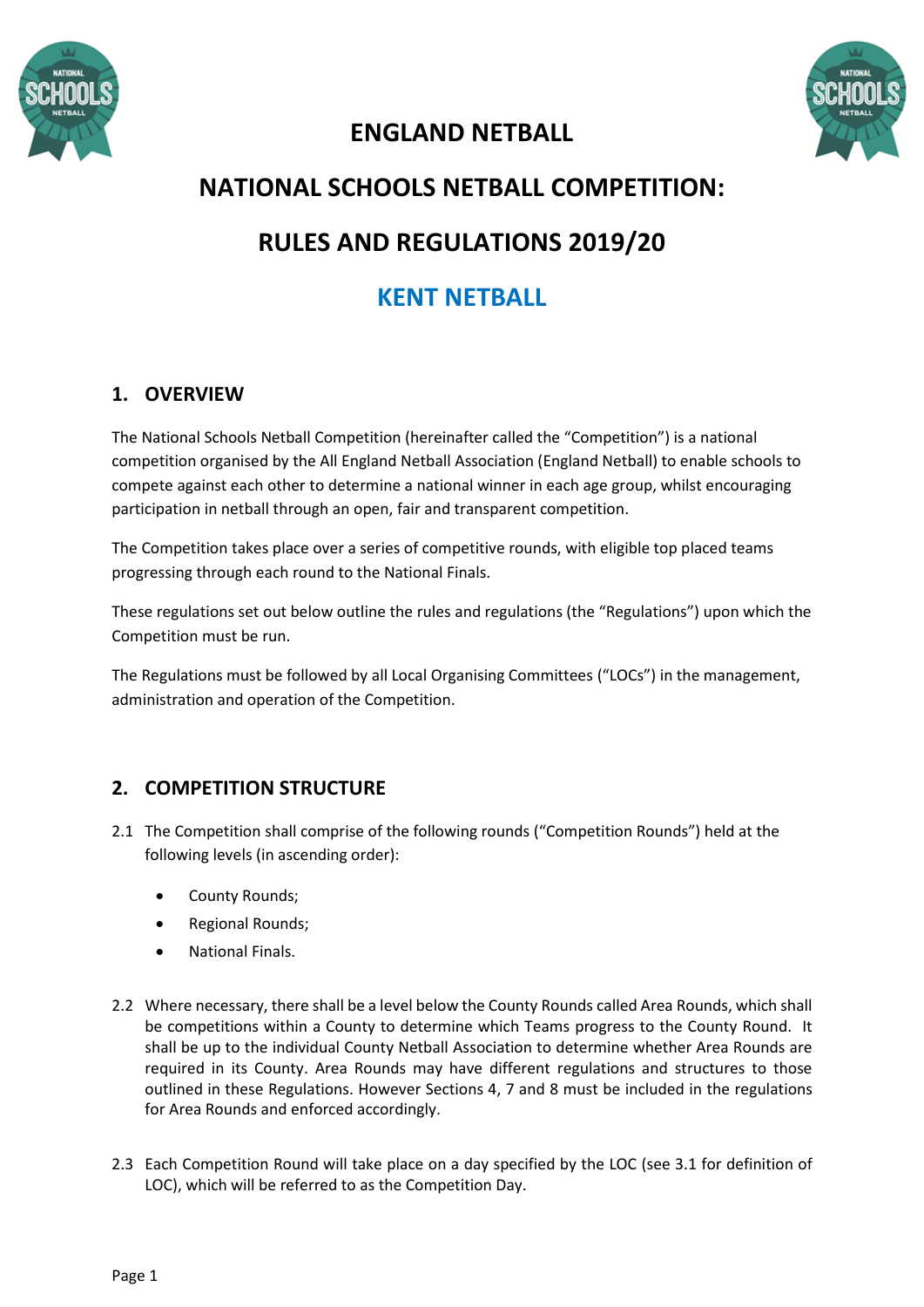# ENGLAND NETBALL

# NATIONAL SCHOOLS NETBALL COMPETITION:

# RULES AND REGULATIONS 2019/20

# KENT NETBALL

## 1. OVERVIEW

The National Schools Netball Competition (hereinafter called the "Competition") is a national competition organised by the All England Netball Association (England Netball) to enable schools to compete against each other to determine a national winner in each age group, whilst encouraging participation in netball through an open, fair and transparent competition.

The Competition takes place over a series of competitive rounds, with eligible top placed teams progressing through each round to the National Finals.

These regulations set out below outline the rules and regulations (the "Regulations") upon which the Competition must be run.

The Regulations must be followed by all Local Organising Committees ("LOCs") in the management, administration and operation of the Competition.

## 2. COMPETITION STRUCTURE

2.1 The Competition shall comprise of the following rounds ("Competition Rounds") held at the following levels (in ascending order):

- County Rounds;
- Regional Rounds;
- National Finals.

2.2 Where necessary, there shall be a level below the County Rounds called Area Rounds, which shall be competitions within a County to determine which Teams progress to the County Round. It shall be up to the individual County Netball Association to determine whether Area Rounds are required in its County. Area Rounds may have different regulations and structures to those outlined in these Regulations. However Sections 4, 7 and 8 must be included in the regulations for Area Rounds and enforced accordingly.

2.3 Each Competition Round will take place on a day specified by the LOC (see 3.1 for definition of LOC), which will be referred to as the Competition Day.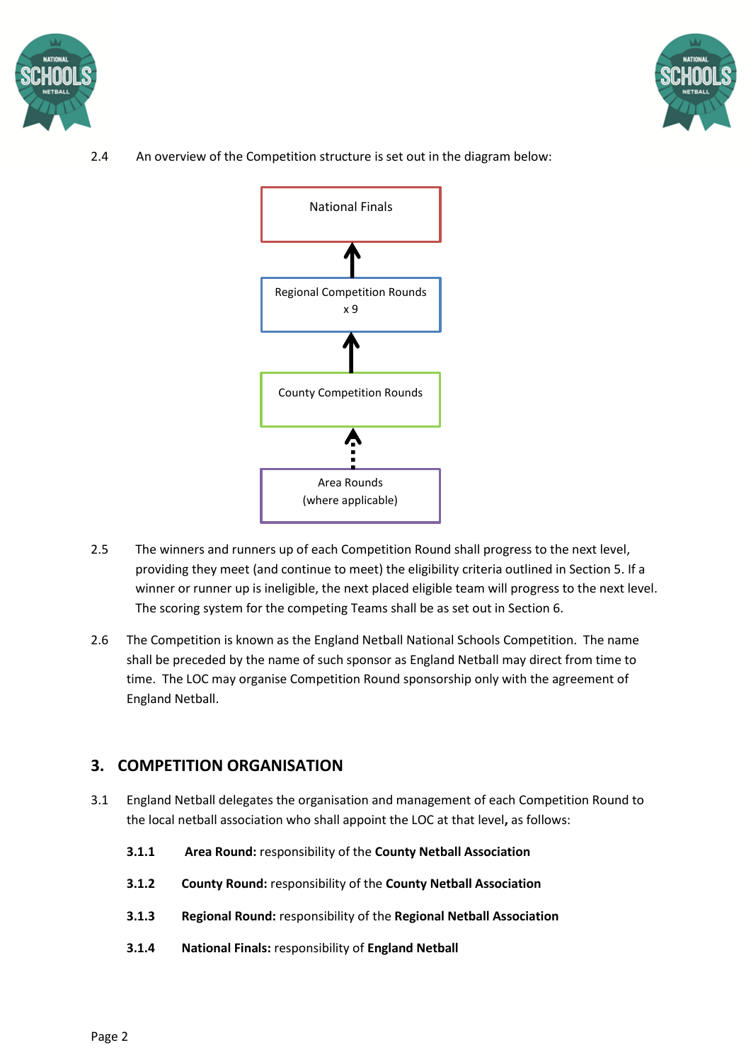2.4 An overview of the Competition structure is set out in the diagram below:

National Finals

↑

Regional Competition Rounds x 9

↑

County Competition Rounds

↑

Area Rounds (where applicable)

2.5 The winners and runners up of each Competition Round shall progress to the next level, providing they meet (and continue to meet) the eligibility criteria outlined in Section 5. If a winner or runner up is ineligible, the next placed eligible team will progress to the next level. The scoring system for the competing Teams shall be as set out in Section 6.

2.6 The Competition is known as the England Netball National Schools Competition. The name shall be preceded by the name of such sponsor as England Netball may direct from time to time. The LOC may organise Competition Round sponsorship only with the agreement of England Netball.

## 3. COMPETITION ORGANISATION

3.1 England Netball delegates the organisation and management of each Competition Round to the local netball association who shall appoint the LOC at that level**,** as follows:

**3.1.1** **Area Round:** responsibility of the **County Netball Association**

**3.1.2** **County Round:** responsibility of the **County Netball Association**

**3.1.3** **Regional Round:** responsibility of the **Regional Netball Association**

**3.1.4** **National Finals:** responsibility of **England Netball**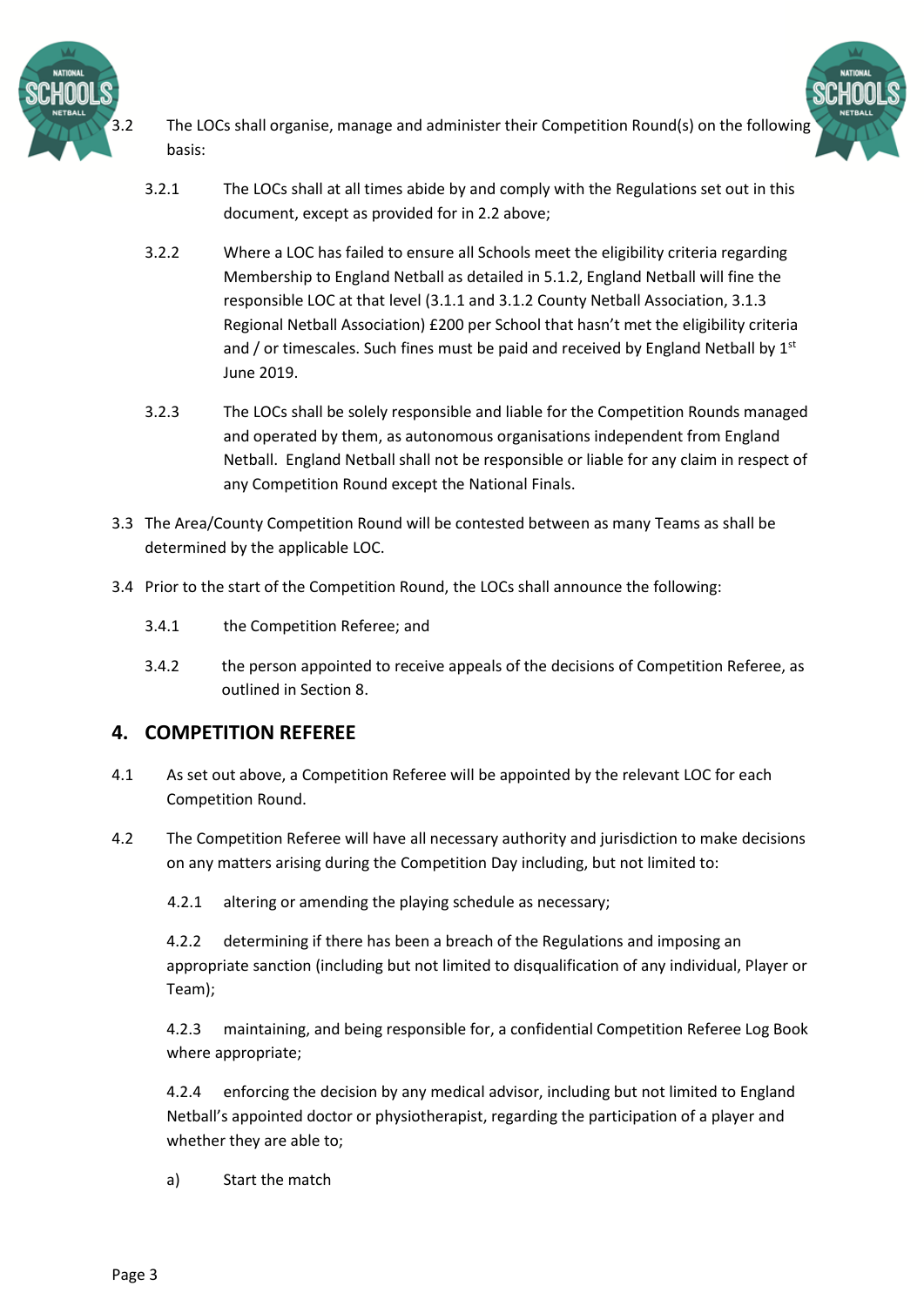3.2 The LOCs shall organise, manage and administer their Competition Round(s) on the following basis:

3.2.1 The LOCs shall at all times abide by and comply with the Regulations set out in this document, except as provided for in 2.2 above;

3.2.2 Where a LOC has failed to ensure all Schools meet the eligibility criteria regarding Membership to England Netball as detailed in 5.1.2, England Netball will fine the responsible LOC at that level (3.1.1 and 3.1.2 County Netball Association, 3.1.3 Regional Netball Association) £200 per School that hasn't met the eligibility criteria and / or timescales. Such fines must be paid and received by England Netball by 1st June 2019.

3.2.3 The LOCs shall be solely responsible and liable for the Competition Rounds managed and operated by them, as autonomous organisations independent from England Netball. England Netball shall not be responsible or liable for any claim in respect of any Competition Round except the National Finals.

3.3 The Area/County Competition Round will be contested between as many Teams as shall be determined by the applicable LOC.

3.4 Prior to the start of the Competition Round, the LOCs shall announce the following:

3.4.1 the Competition Referee; and

3.4.2 the person appointed to receive appeals of the decisions of Competition Referee, as outlined in Section 8.

## 4. COMPETITION REFEREE

4.1 As set out above, a Competition Referee will be appointed by the relevant LOC for each Competition Round.

4.2 The Competition Referee will have all necessary authority and jurisdiction to make decisions on any matters arising during the Competition Day including, but not limited to:

4.2.1 altering or amending the playing schedule as necessary;

4.2.2 determining if there has been a breach of the Regulations and imposing an appropriate sanction (including but not limited to disqualification of any individual, Player or Team);

4.2.3 maintaining, and being responsible for, a confidential Competition Referee Log Book where appropriate;

4.2.4 enforcing the decision by any medical advisor, including but not limited to England Netball's appointed doctor or physiotherapist, regarding the participation of a player and whether they are able to;

a) Start the match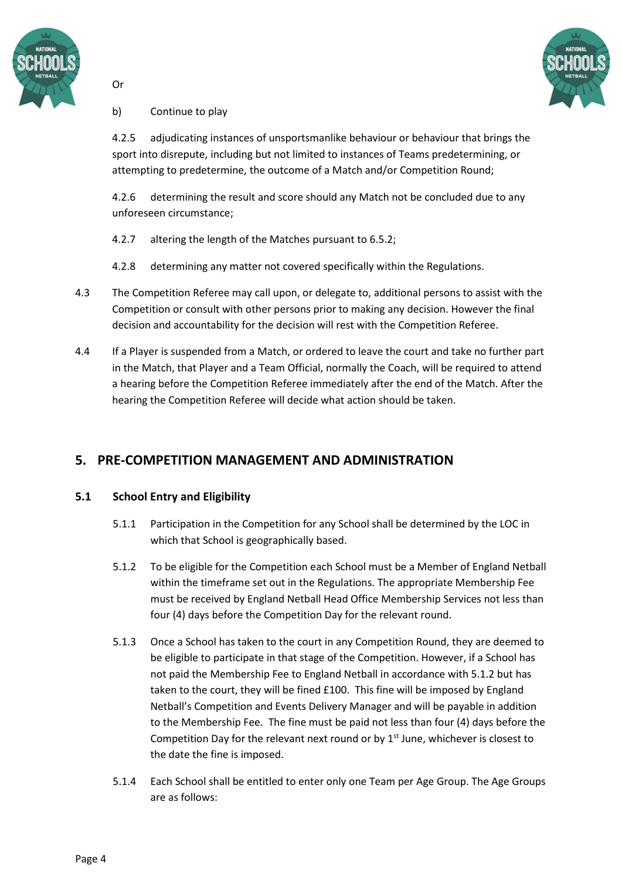Or

b) Continue to play

4.2.5 adjudicating instances of unsportsmanlike behaviour or behaviour that brings the sport into disrepute, including but not limited to instances of Teams predetermining, or attempting to predetermine, the outcome of a Match and/or Competition Round;

4.2.6 determining the result and score should any Match not be concluded due to any unforeseen circumstance;

4.2.7 altering the length of the Matches pursuant to 6.5.2;

4.2.8 determining any matter not covered specifically within the Regulations.

4.3 The Competition Referee may call upon, or delegate to, additional persons to assist with the Competition or consult with other persons prior to making any decision. However the final decision and accountability for the decision will rest with the Competition Referee.

4.4 If a Player is suspended from a Match, or ordered to leave the court and take no further part in the Match, that Player and a Team Official, normally the Coach, will be required to attend a hearing before the Competition Referee immediately after the end of the Match. After the hearing the Competition Referee will decide what action should be taken.

## 5. PRE-COMPETITION MANAGEMENT AND ADMINISTRATION

### 5.1 School Entry and Eligibility

5.1.1 Participation in the Competition for any School shall be determined by the LOC in which that School is geographically based.

5.1.2 To be eligible for the Competition each School must be a Member of England Netball within the timeframe set out in the Regulations. The appropriate Membership Fee must be received by England Netball Head Office Membership Services not less than four (4) days before the Competition Day for the relevant round.

5.1.3 Once a School has taken to the court in any Competition Round, they are deemed to be eligible to participate in that stage of the Competition. However, if a School has not paid the Membership Fee to England Netball in accordance with 5.1.2 but has taken to the court, they will be fined £100. This fine will be imposed by England Netball's Competition and Events Delivery Manager and will be payable in addition to the Membership Fee. The fine must be paid not less than four (4) days before the Competition Day for the relevant next round or by 1st June, whichever is closest to the date the fine is imposed.

5.1.4 Each School shall be entitled to enter only one Team per Age Group. The Age Groups are as follows: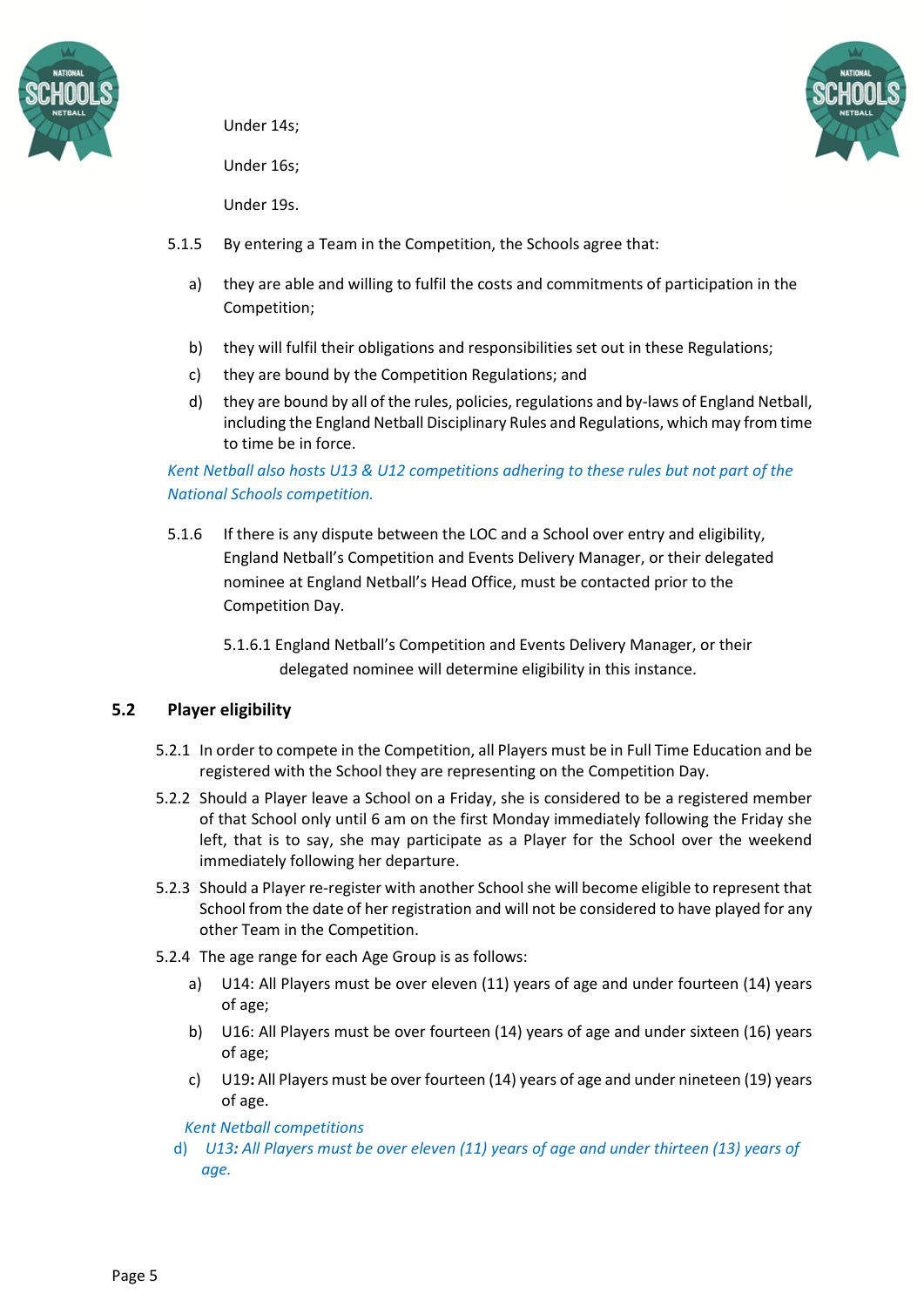Under 14s;

Under 16s;

Under 19s.

5.1.5 By entering a Team in the Competition, the Schools agree that:

a) they are able and willing to fulfil the costs and commitments of participation in the Competition;

b) they will fulfil their obligations and responsibilities set out in these Regulations;

c) they are bound by the Competition Regulations; and

d) they are bound by all of the rules, policies, regulations and by-laws of England Netball, including the England Netball Disciplinary Rules and Regulations, which may from time to time be in force.

*Kent Netball also hosts U13 & U12 competitions adhering to these rules but not part of the National Schools competition.*

5.1.6 If there is any dispute between the LOC and a School over entry and eligibility, England Netball's Competition and Events Delivery Manager, or their delegated nominee at England Netball's Head Office, must be contacted prior to the Competition Day.

5.1.6.1 England Netball's Competition and Events Delivery Manager, or their delegated nominee will determine eligibility in this instance.

## 5.2 Player eligibility

5.2.1 In order to compete in the Competition, all Players must be in Full Time Education and be registered with the School they are representing on the Competition Day.

5.2.2 Should a Player leave a School on a Friday, she is considered to be a registered member of that School only until 6 am on the first Monday immediately following the Friday she left, that is to say, she may participate as a Player for the School over the weekend immediately following her departure.

5.2.3 Should a Player re-register with another School she will become eligible to represent that School from the date of her registration and will not be considered to have played for any other Team in the Competition.

5.2.4 The age range for each Age Group is as follows:

a) U14: All Players must be over eleven (11) years of age and under fourteen (14) years of age;

b) U16: All Players must be over fourteen (14) years of age and under sixteen (16) years of age;

c) U19**:** All Players must be over fourteen (14) years of age and under nineteen (19) years of age.

*Kent Netball competitions*

d) *U13: All Players must be over eleven (11) years of age and under thirteen (13) years of age.*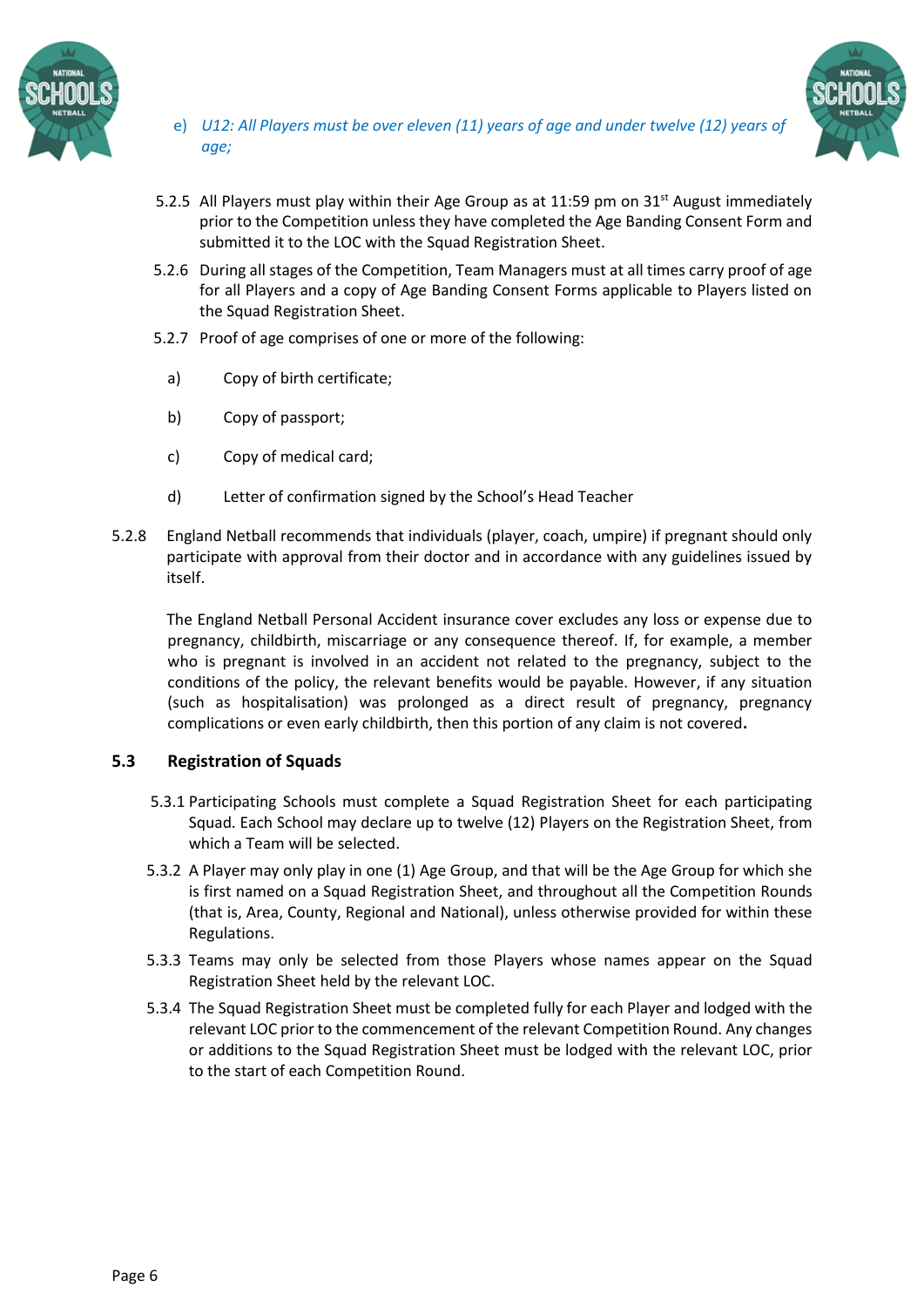e) *U12: All Players must be over eleven (11) years of age and under twelve (12) years of age;*

5.2.5 All Players must play within their Age Group as at 11:59 pm on 31st August immediately prior to the Competition unless they have completed the Age Banding Consent Form and submitted it to the LOC with the Squad Registration Sheet.

5.2.6 During all stages of the Competition, Team Managers must at all times carry proof of age for all Players and a copy of Age Banding Consent Forms applicable to Players listed on the Squad Registration Sheet.

5.2.7 Proof of age comprises of one or more of the following:

a) Copy of birth certificate;

b) Copy of passport;

c) Copy of medical card;

d) Letter of confirmation signed by the School's Head Teacher

5.2.8 England Netball recommends that individuals (player, coach, umpire) if pregnant should only participate with approval from their doctor and in accordance with any guidelines issued by itself.

The England Netball Personal Accident insurance cover excludes any loss or expense due to pregnancy, childbirth, miscarriage or any consequence thereof. If, for example, a member who is pregnant is involved in an accident not related to the pregnancy, subject to the conditions of the policy, the relevant benefits would be payable. However, if any situation (such as hospitalisation) was prolonged as a direct result of pregnancy, pregnancy complications or even early childbirth, then this portion of any claim is not covered**.**

### 5.3 Registration of Squads

5.3.1 Participating Schools must complete a Squad Registration Sheet for each participating Squad. Each School may declare up to twelve (12) Players on the Registration Sheet, from which a Team will be selected.

5.3.2 A Player may only play in one (1) Age Group, and that will be the Age Group for which she is first named on a Squad Registration Sheet, and throughout all the Competition Rounds (that is, Area, County, Regional and National), unless otherwise provided for within these Regulations.

5.3.3 Teams may only be selected from those Players whose names appear on the Squad Registration Sheet held by the relevant LOC.

5.3.4 The Squad Registration Sheet must be completed fully for each Player and lodged with the relevant LOC prior to the commencement of the relevant Competition Round. Any changes or additions to the Squad Registration Sheet must be lodged with the relevant LOC, prior to the start of each Competition Round.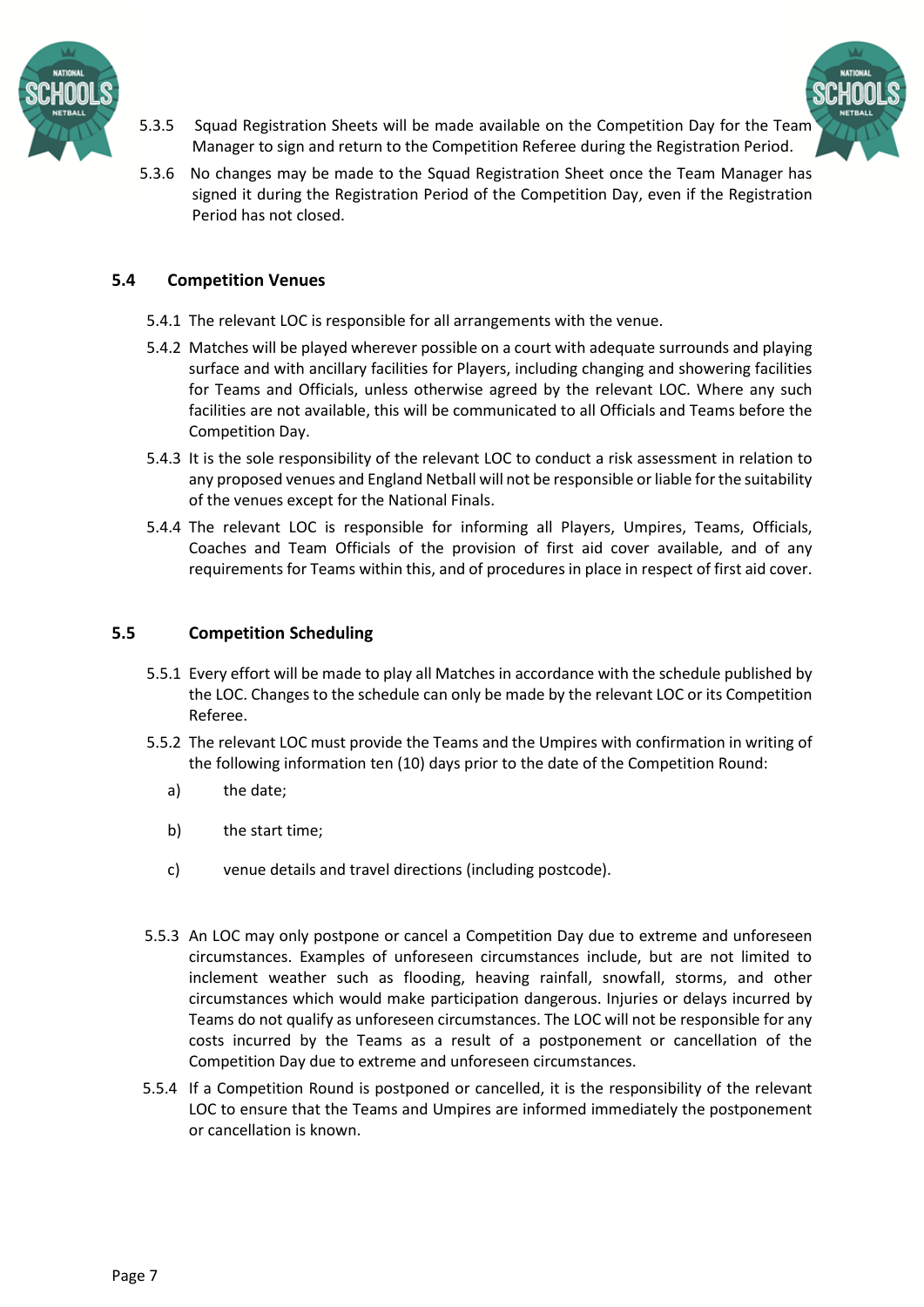5.3.5 Squad Registration Sheets will be made available on the Competition Day for the Team Manager to sign and return to the Competition Referee during the Registration Period.

5.3.6 No changes may be made to the Squad Registration Sheet once the Team Manager has signed it during the Registration Period of the Competition Day, even if the Registration Period has not closed.

## 5.4 Competition Venues

5.4.1 The relevant LOC is responsible for all arrangements with the venue.

5.4.2 Matches will be played wherever possible on a court with adequate surrounds and playing surface and with ancillary facilities for Players, including changing and showering facilities for Teams and Officials, unless otherwise agreed by the relevant LOC. Where any such facilities are not available, this will be communicated to all Officials and Teams before the Competition Day.

5.4.3 It is the sole responsibility of the relevant LOC to conduct a risk assessment in relation to any proposed venues and England Netball will not be responsible or liable for the suitability of the venues except for the National Finals.

5.4.4 The relevant LOC is responsible for informing all Players, Umpires, Teams, Officials, Coaches and Team Officials of the provision of first aid cover available, and of any requirements for Teams within this, and of procedures in place in respect of first aid cover.

## 5.5 Competition Scheduling

5.5.1 Every effort will be made to play all Matches in accordance with the schedule published by the LOC. Changes to the schedule can only be made by the relevant LOC or its Competition Referee.

5.5.2 The relevant LOC must provide the Teams and the Umpires with confirmation in writing of the following information ten (10) days prior to the date of the Competition Round:

a) the date;

b) the start time;

c) venue details and travel directions (including postcode).

5.5.3 An LOC may only postpone or cancel a Competition Day due to extreme and unforeseen circumstances. Examples of unforeseen circumstances include, but are not limited to inclement weather such as flooding, heaving rainfall, snowfall, storms, and other circumstances which would make participation dangerous. Injuries or delays incurred by Teams do not qualify as unforeseen circumstances. The LOC will not be responsible for any costs incurred by the Teams as a result of a postponement or cancellation of the Competition Day due to extreme and unforeseen circumstances.

5.5.4 If a Competition Round is postponed or cancelled, it is the responsibility of the relevant LOC to ensure that the Teams and Umpires are informed immediately the postponement or cancellation is known.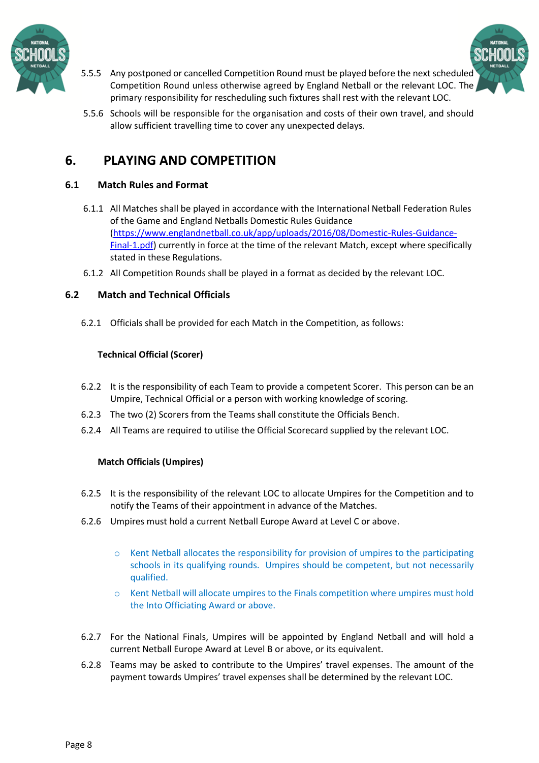5.5.5 Any postponed or cancelled Competition Round must be played before the next scheduled Competition Round unless otherwise agreed by England Netball or the relevant LOC. The primary responsibility for rescheduling such fixtures shall rest with the relevant LOC.

5.5.6 Schools will be responsible for the organisation and costs of their own travel, and should allow sufficient travelling time to cover any unexpected delays.

# 6. PLAYING AND COMPETITION

## 6.1 Match Rules and Format

6.1.1 All Matches shall be played in accordance with the International Netball Federation Rules of the Game and England Netballs Domestic Rules Guidance ([https://www.englandnetball.co.uk/app/uploads/2016/08/Domestic-Rules-Guidance-Final-1.pdf](https://www.englandnetball.co.uk/app/uploads/2016/08/Domestic-Rules-Guidance-Final-1.pdf)) currently in force at the time of the relevant Match, except where specifically stated in these Regulations.

6.1.2 All Competition Rounds shall be played in a format as decided by the relevant LOC.

## 6.2 Match and Technical Officials

6.2.1 Officials shall be provided for each Match in the Competition, as follows:

**Technical Official (Scorer)**

6.2.2 It is the responsibility of each Team to provide a competent Scorer. This person can be an Umpire, Technical Official or a person with working knowledge of scoring.

6.2.3 The two (2) Scorers from the Teams shall constitute the Officials Bench.

6.2.4 All Teams are required to utilise the Official Scorecard supplied by the relevant LOC.

**Match Officials (Umpires)**

6.2.5 It is the responsibility of the relevant LOC to allocate Umpires for the Competition and to notify the Teams of their appointment in advance of the Matches.

6.2.6 Umpires must hold a current Netball Europe Award at Level C or above.

- Kent Netball allocates the responsibility for provision of umpires to the participating schools in its qualifying rounds. Umpires should be competent, but not necessarily qualified.
- Kent Netball will allocate umpires to the Finals competition where umpires must hold the Into Officiating Award or above.

6.2.7 For the National Finals, Umpires will be appointed by England Netball and will hold a current Netball Europe Award at Level B or above, or its equivalent.

6.2.8 Teams may be asked to contribute to the Umpires' travel expenses. The amount of the payment towards Umpires' travel expenses shall be determined by the relevant LOC.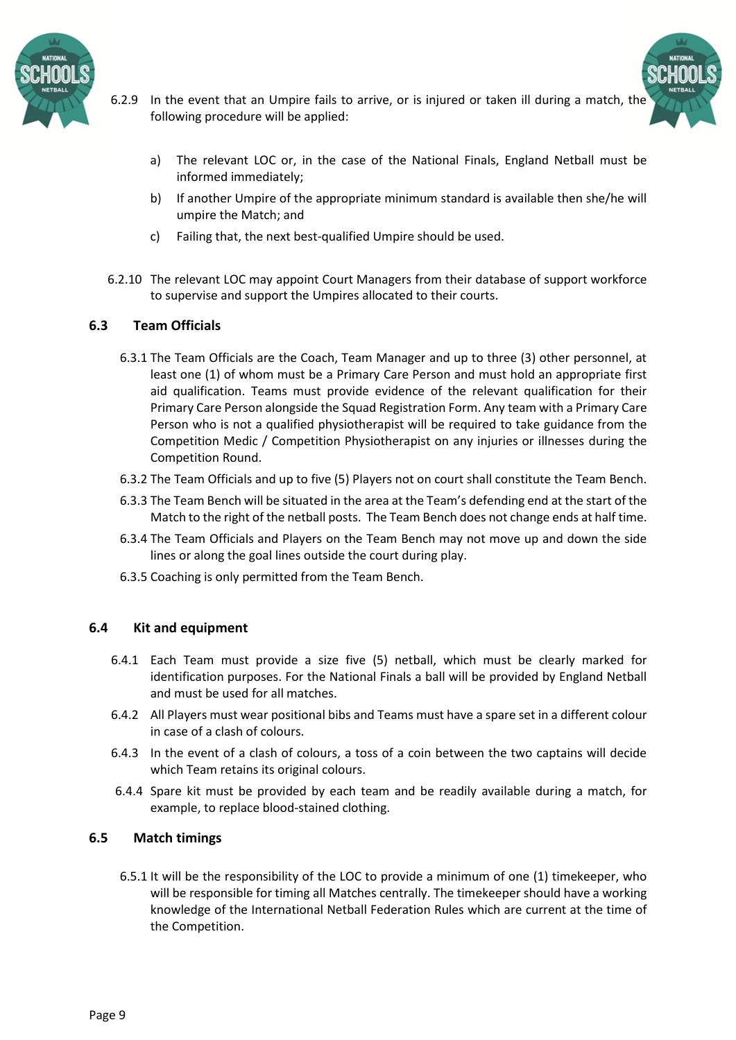6.2.9 In the event that an Umpire fails to arrive, or is injured or taken ill during a match, the following procedure will be applied:

a) The relevant LOC or, in the case of the National Finals, England Netball must be informed immediately;

b) If another Umpire of the appropriate minimum standard is available then she/he will umpire the Match; and

c) Failing that, the next best-qualified Umpire should be used.

6.2.10 The relevant LOC may appoint Court Managers from their database of support workforce to supervise and support the Umpires allocated to their courts.

## 6.3 Team Officials

6.3.1 The Team Officials are the Coach, Team Manager and up to three (3) other personnel, at least one (1) of whom must be a Primary Care Person and must hold an appropriate first aid qualification. Teams must provide evidence of the relevant qualification for their Primary Care Person alongside the Squad Registration Form. Any team with a Primary Care Person who is not a qualified physiotherapist will be required to take guidance from the Competition Medic / Competition Physiotherapist on any injuries or illnesses during the Competition Round.

6.3.2 The Team Officials and up to five (5) Players not on court shall constitute the Team Bench.

6.3.3 The Team Bench will be situated in the area at the Team's defending end at the start of the Match to the right of the netball posts. The Team Bench does not change ends at half time.

6.3.4 The Team Officials and Players on the Team Bench may not move up and down the side lines or along the goal lines outside the court during play.

6.3.5 Coaching is only permitted from the Team Bench.

## 6.4 Kit and equipment

6.4.1 Each Team must provide a size five (5) netball, which must be clearly marked for identification purposes. For the National Finals a ball will be provided by England Netball and must be used for all matches.

6.4.2 All Players must wear positional bibs and Teams must have a spare set in a different colour in case of a clash of colours.

6.4.3 In the event of a clash of colours, a toss of a coin between the two captains will decide which Team retains its original colours.

6.4.4 Spare kit must be provided by each team and be readily available during a match, for example, to replace blood-stained clothing.

## 6.5 Match timings

6.5.1 It will be the responsibility of the LOC to provide a minimum of one (1) timekeeper, who will be responsible for timing all Matches centrally. The timekeeper should have a working knowledge of the International Netball Federation Rules which are current at the time of the Competition.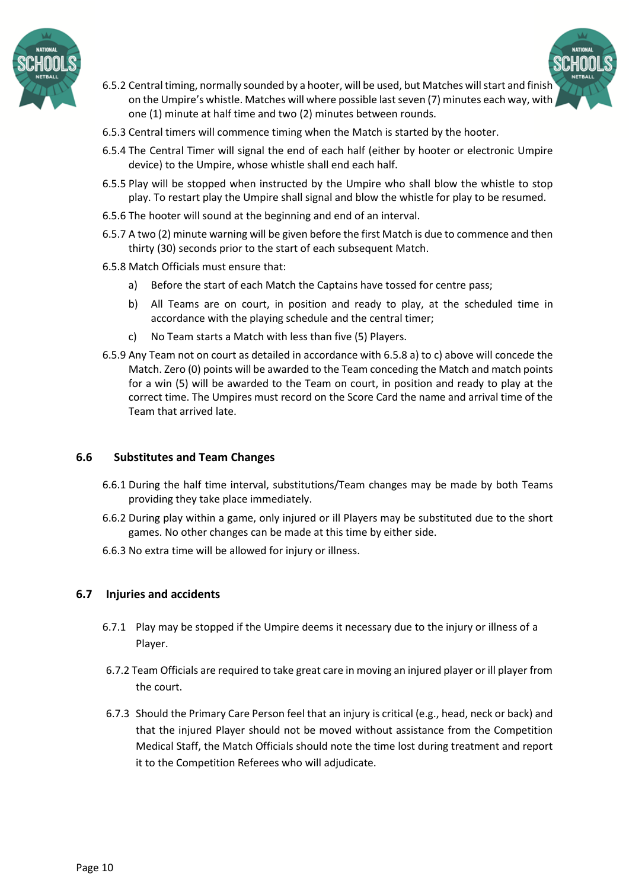6.5.2 Central timing, normally sounded by a hooter, will be used, but Matches will start and finish on the Umpire's whistle. Matches will where possible last seven (7) minutes each way, with one (1) minute at half time and two (2) minutes between rounds.

6.5.3 Central timers will commence timing when the Match is started by the hooter.

6.5.4 The Central Timer will signal the end of each half (either by hooter or electronic Umpire device) to the Umpire, whose whistle shall end each half.

6.5.5 Play will be stopped when instructed by the Umpire who shall blow the whistle to stop play. To restart play the Umpire shall signal and blow the whistle for play to be resumed.

6.5.6 The hooter will sound at the beginning and end of an interval.

6.5.7 A two (2) minute warning will be given before the first Match is due to commence and then thirty (30) seconds prior to the start of each subsequent Match.

6.5.8 Match Officials must ensure that:

a) Before the start of each Match the Captains have tossed for centre pass;

b) All Teams are on court, in position and ready to play, at the scheduled time in accordance with the playing schedule and the central timer;

c) No Team starts a Match with less than five (5) Players.

6.5.9 Any Team not on court as detailed in accordance with 6.5.8 a) to c) above will concede the Match. Zero (0) points will be awarded to the Team conceding the Match and match points for a win (5) will be awarded to the Team on court, in position and ready to play at the correct time. The Umpires must record on the Score Card the name and arrival time of the Team that arrived late.

## 6.6 Substitutes and Team Changes

6.6.1 During the half time interval, substitutions/Team changes may be made by both Teams providing they take place immediately.

6.6.2 During play within a game, only injured or ill Players may be substituted due to the short games. No other changes can be made at this time by either side.

6.6.3 No extra time will be allowed for injury or illness.

## 6.7 Injuries and accidents

6.7.1 Play may be stopped if the Umpire deems it necessary due to the injury or illness of a Player.

6.7.2 Team Officials are required to take great care in moving an injured player or ill player from the court.

6.7.3 Should the Primary Care Person feel that an injury is critical (e.g., head, neck or back) and that the injured Player should not be moved without assistance from the Competition Medical Staff, the Match Officials should note the time lost during treatment and report it to the Competition Referees who will adjudicate.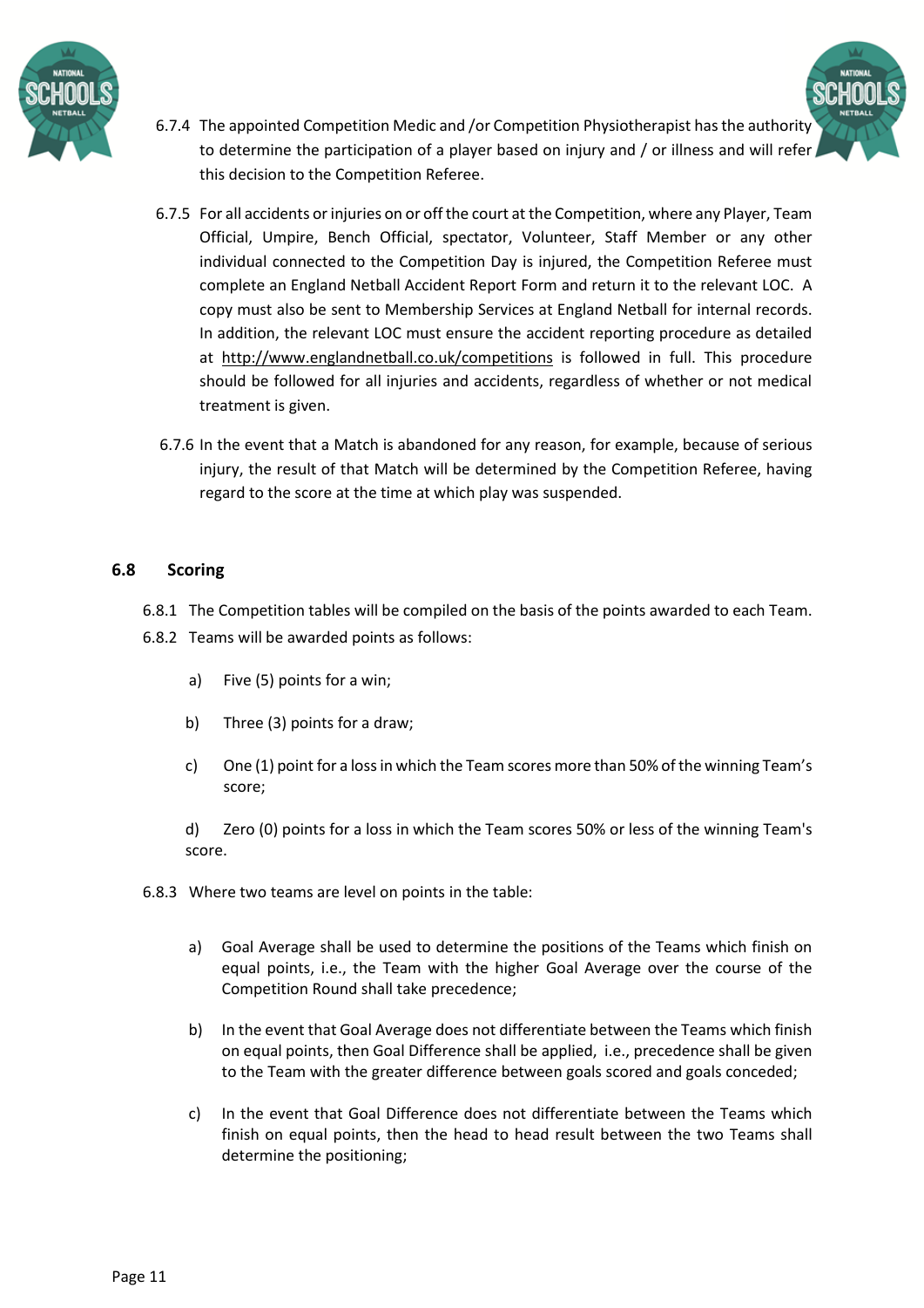6.7.4 The appointed Competition Medic and /or Competition Physiotherapist has the authority to determine the participation of a player based on injury and / or illness and will refer this decision to the Competition Referee.

6.7.5 For all accidents or injuries on or off the court at the Competition, where any Player, Team Official, Umpire, Bench Official, spectator, Volunteer, Staff Member or any other individual connected to the Competition Day is injured, the Competition Referee must complete an England Netball Accident Report Form and return it to the relevant LOC. A copy must also be sent to Membership Services at England Netball for internal records. In addition, the relevant LOC must ensure the accident reporting procedure as detailed at http://www.englandnetball.co.uk/competitions is followed in full. This procedure should be followed for all injuries and accidents, regardless of whether or not medical treatment is given.

6.7.6 In the event that a Match is abandoned for any reason, for example, because of serious injury, the result of that Match will be determined by the Competition Referee, having regard to the score at the time at which play was suspended.

## 6.8 Scoring

6.8.1 The Competition tables will be compiled on the basis of the points awarded to each Team.

6.8.2 Teams will be awarded points as follows:

a) Five (5) points for a win;

b) Three (3) points for a draw;

c) One (1) point for a loss in which the Team scores more than 50% of the winning Team's score;

d) Zero (0) points for a loss in which the Team scores 50% or less of the winning Team's score.

6.8.3 Where two teams are level on points in the table:

a) Goal Average shall be used to determine the positions of the Teams which finish on equal points, i.e., the Team with the higher Goal Average over the course of the Competition Round shall take precedence;

b) In the event that Goal Average does not differentiate between the Teams which finish on equal points, then Goal Difference shall be applied, i.e., precedence shall be given to the Team with the greater difference between goals scored and goals conceded;

c) In the event that Goal Difference does not differentiate between the Teams which finish on equal points, then the head to head result between the two Teams shall determine the positioning;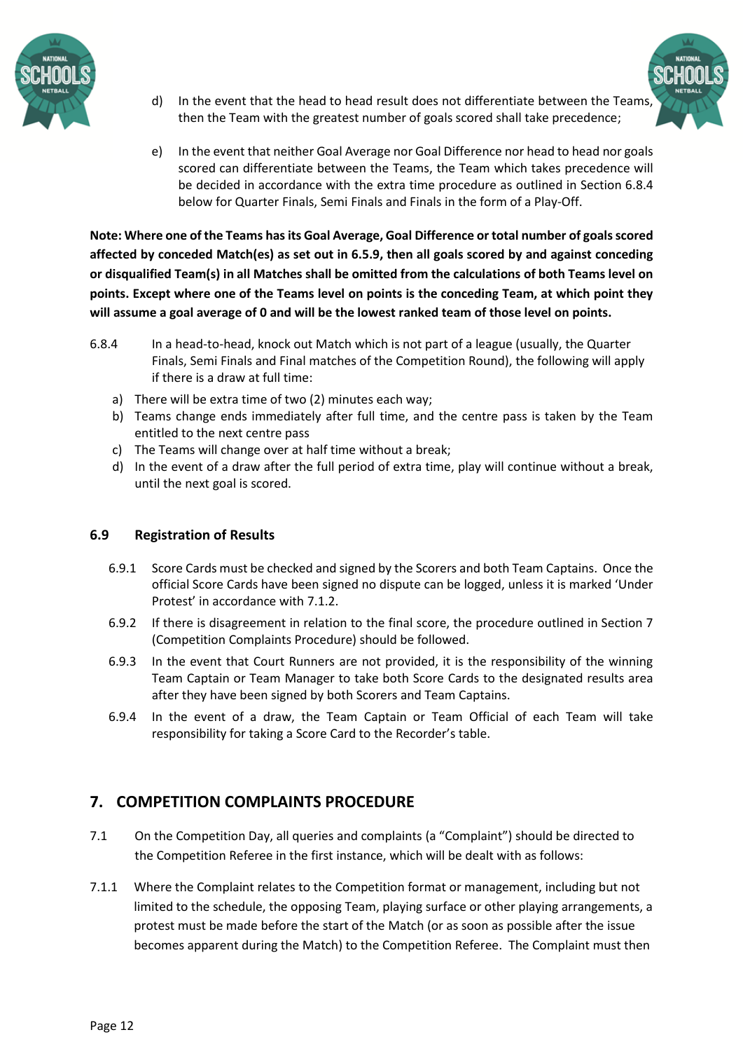d) In the event that the head to head result does not differentiate between the Teams, then the Team with the greatest number of goals scored shall take precedence;

e) In the event that neither Goal Average nor Goal Difference nor head to head nor goals scored can differentiate between the Teams, the Team which takes precedence will be decided in accordance with the extra time procedure as outlined in Section 6.8.4 below for Quarter Finals, Semi Finals and Finals in the form of a Play-Off.

**Note: Where one of the Teams has its Goal Average, Goal Difference or total number of goals scored affected by conceded Match(es) as set out in 6.5.9, then all goals scored by and against conceding or disqualified Team(s) in all Matches shall be omitted from the calculations of both Teams level on points. Except where one of the Teams level on points is the conceding Team, at which point they will assume a goal average of 0 and will be the lowest ranked team of those level on points.**

6.8.4 In a head-to-head, knock out Match which is not part of a league (usually, the Quarter Finals, Semi Finals and Final matches of the Competition Round), the following will apply if there is a draw at full time:

a) There will be extra time of two (2) minutes each way;
b) Teams change ends immediately after full time, and the centre pass is taken by the Team entitled to the next centre pass
c) The Teams will change over at half time without a break;
d) In the event of a draw after the full period of extra time, play will continue without a break, until the next goal is scored.

### 6.9 Registration of Results

6.9.1 Score Cards must be checked and signed by the Scorers and both Team Captains. Once the official Score Cards have been signed no dispute can be logged, unless it is marked 'Under Protest' in accordance with 7.1.2.

6.9.2 If there is disagreement in relation to the final score, the procedure outlined in Section 7 (Competition Complaints Procedure) should be followed.

6.9.3 In the event that Court Runners are not provided, it is the responsibility of the winning Team Captain or Team Manager to take both Score Cards to the designated results area after they have been signed by both Scorers and Team Captains.

6.9.4 In the event of a draw, the Team Captain or Team Official of each Team will take responsibility for taking a Score Card to the Recorder's table.

## 7. COMPETITION COMPLAINTS PROCEDURE

7.1 On the Competition Day, all queries and complaints (a "Complaint") should be directed to the Competition Referee in the first instance, which will be dealt with as follows:

7.1.1 Where the Complaint relates to the Competition format or management, including but not limited to the schedule, the opposing Team, playing surface or other playing arrangements, a protest must be made before the start of the Match (or as soon as possible after the issue becomes apparent during the Match) to the Competition Referee. The Complaint must then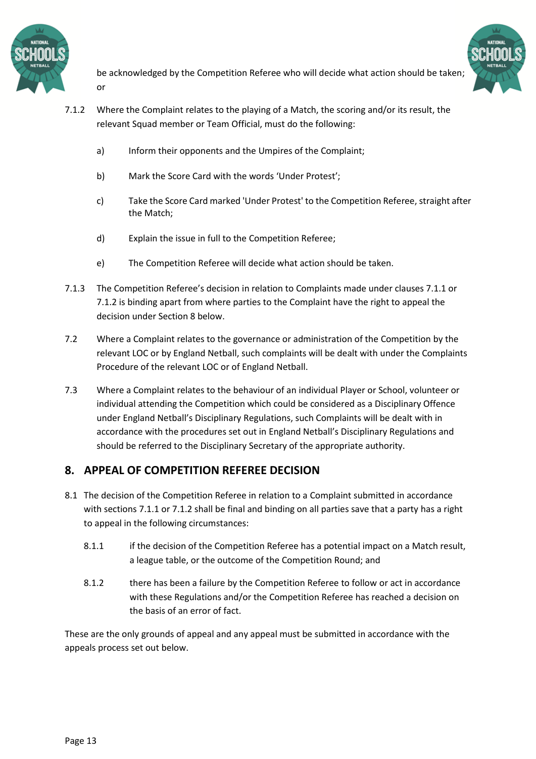be acknowledged by the Competition Referee who will decide what action should be taken; or

7.1.2 Where the Complaint relates to the playing of a Match, the scoring and/or its result, the relevant Squad member or Team Official, must do the following:

a) Inform their opponents and the Umpires of the Complaint;

b) Mark the Score Card with the words 'Under Protest';

c) Take the Score Card marked 'Under Protest' to the Competition Referee, straight after the Match;

d) Explain the issue in full to the Competition Referee;

e) The Competition Referee will decide what action should be taken.

7.1.3 The Competition Referee's decision in relation to Complaints made under clauses 7.1.1 or 7.1.2 is binding apart from where parties to the Complaint have the right to appeal the decision under Section 8 below.

7.2 Where a Complaint relates to the governance or administration of the Competition by the relevant LOC or by England Netball, such complaints will be dealt with under the Complaints Procedure of the relevant LOC or of England Netball.

7.3 Where a Complaint relates to the behaviour of an individual Player or School, volunteer or individual attending the Competition which could be considered as a Disciplinary Offence under England Netball's Disciplinary Regulations, such Complaints will be dealt with in accordance with the procedures set out in England Netball's Disciplinary Regulations and should be referred to the Disciplinary Secretary of the appropriate authority.

## 8. APPEAL OF COMPETITION REFEREE DECISION

8.1 The decision of the Competition Referee in relation to a Complaint submitted in accordance with sections 7.1.1 or 7.1.2 shall be final and binding on all parties save that a party has a right to appeal in the following circumstances:

8.1.1 if the decision of the Competition Referee has a potential impact on a Match result, a league table, or the outcome of the Competition Round; and

8.1.2 there has been a failure by the Competition Referee to follow or act in accordance with these Regulations and/or the Competition Referee has reached a decision on the basis of an error of fact.

These are the only grounds of appeal and any appeal must be submitted in accordance with the appeals process set out below.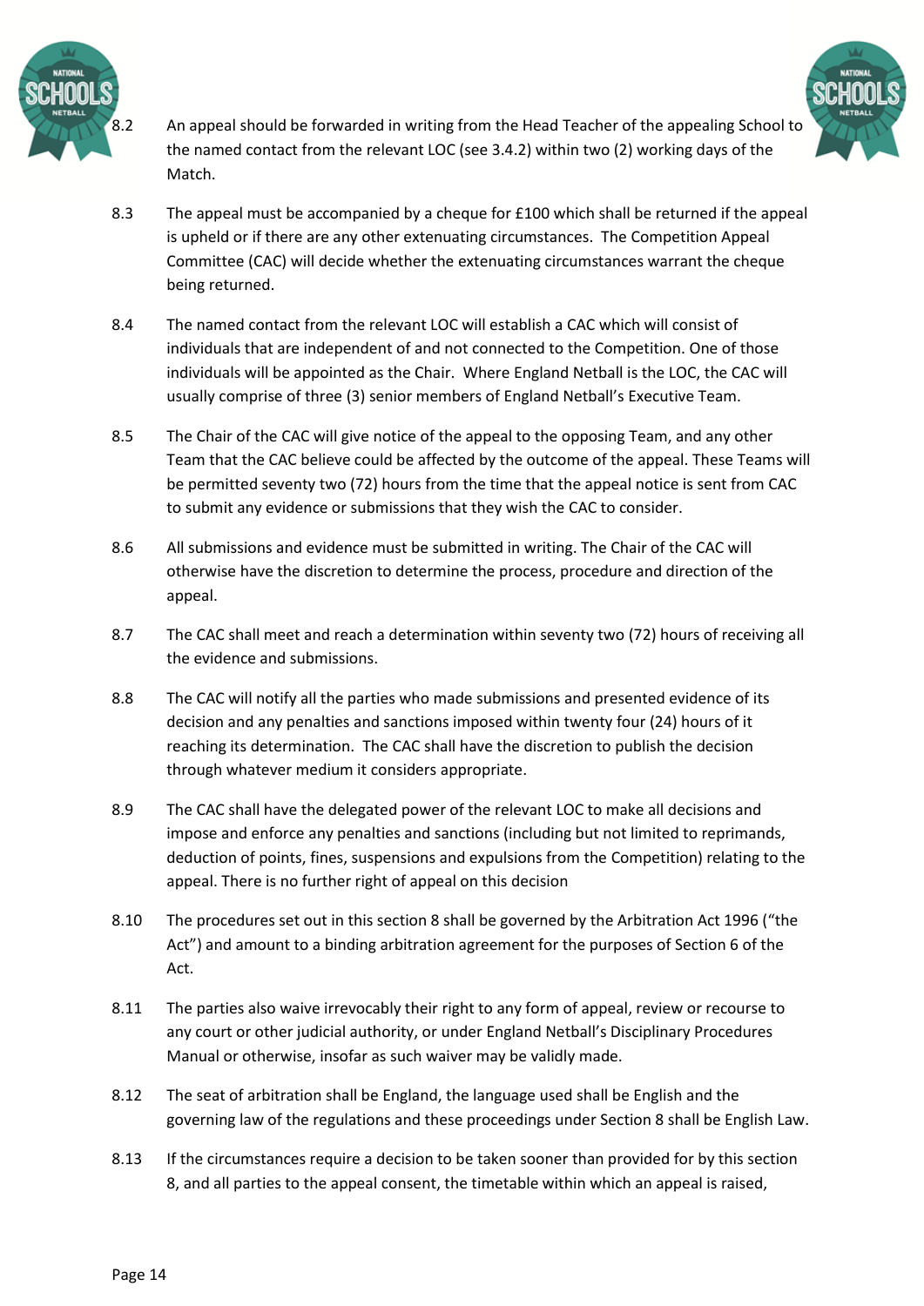8.2 An appeal should be forwarded in writing from the Head Teacher of the appealing School to the named contact from the relevant LOC (see 3.4.2) within two (2) working days of the Match.

8.3 The appeal must be accompanied by a cheque for £100 which shall be returned if the appeal is upheld or if there are any other extenuating circumstances. The Competition Appeal Committee (CAC) will decide whether the extenuating circumstances warrant the cheque being returned.

8.4 The named contact from the relevant LOC will establish a CAC which will consist of individuals that are independent of and not connected to the Competition. One of those individuals will be appointed as the Chair. Where England Netball is the LOC, the CAC will usually comprise of three (3) senior members of England Netball's Executive Team.

8.5 The Chair of the CAC will give notice of the appeal to the opposing Team, and any other Team that the CAC believe could be affected by the outcome of the appeal. These Teams will be permitted seventy two (72) hours from the time that the appeal notice is sent from CAC to submit any evidence or submissions that they wish the CAC to consider.

8.6 All submissions and evidence must be submitted in writing. The Chair of the CAC will otherwise have the discretion to determine the process, procedure and direction of the appeal.

8.7 The CAC shall meet and reach a determination within seventy two (72) hours of receiving all the evidence and submissions.

8.8 The CAC will notify all the parties who made submissions and presented evidence of its decision and any penalties and sanctions imposed within twenty four (24) hours of it reaching its determination. The CAC shall have the discretion to publish the decision through whatever medium it considers appropriate.

8.9 The CAC shall have the delegated power of the relevant LOC to make all decisions and impose and enforce any penalties and sanctions (including but not limited to reprimands, deduction of points, fines, suspensions and expulsions from the Competition) relating to the appeal. There is no further right of appeal on this decision

8.10 The procedures set out in this section 8 shall be governed by the Arbitration Act 1996 ("the Act") and amount to a binding arbitration agreement for the purposes of Section 6 of the Act.

8.11 The parties also waive irrevocably their right to any form of appeal, review or recourse to any court or other judicial authority, or under England Netball's Disciplinary Procedures Manual or otherwise, insofar as such waiver may be validly made.

8.12 The seat of arbitration shall be England, the language used shall be English and the governing law of the regulations and these proceedings under Section 8 shall be English Law.

8.13 If the circumstances require a decision to be taken sooner than provided for by this section 8, and all parties to the appeal consent, the timetable within which an appeal is raised,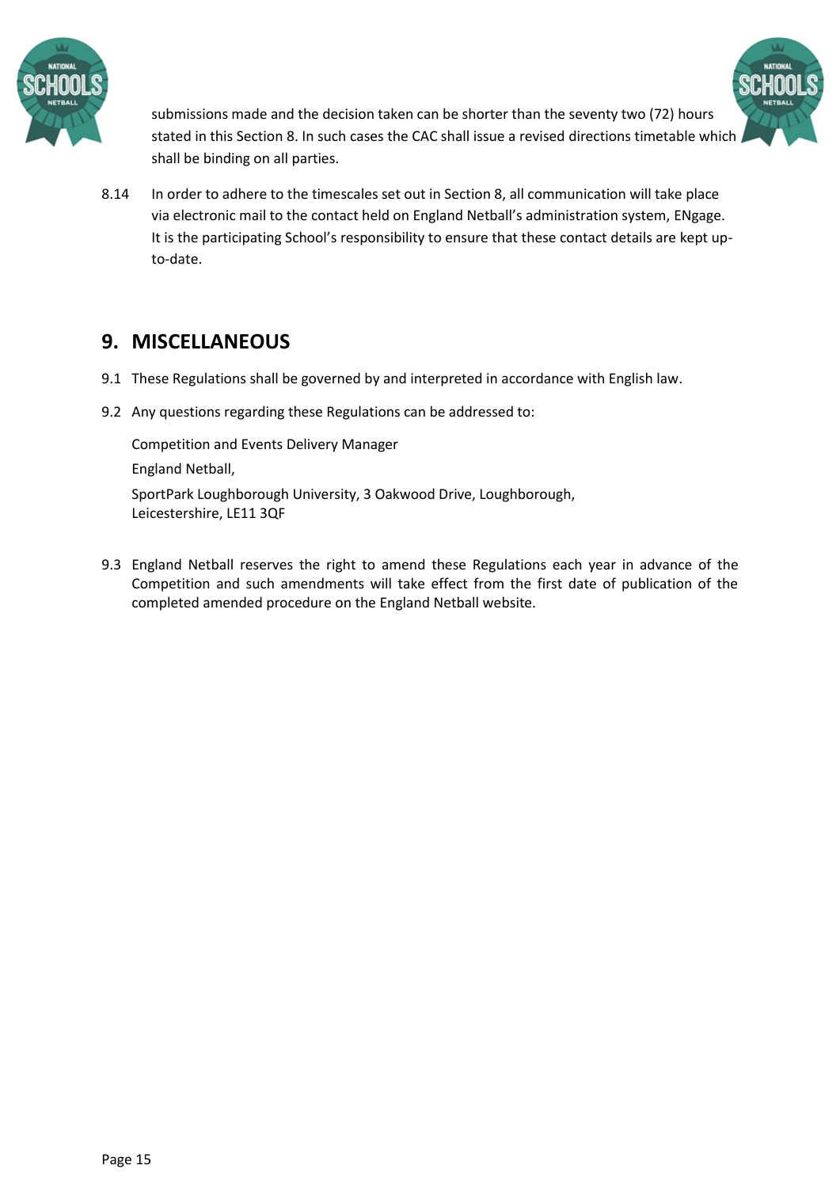submissions made and the decision taken can be shorter than the seventy two (72) hours stated in this Section 8. In such cases the CAC shall issue a revised directions timetable which shall be binding on all parties.

8.14 In order to adhere to the timescales set out in Section 8, all communication will take place via electronic mail to the contact held on England Netball's administration system, ENgage. It is the participating School's responsibility to ensure that these contact details are kept up-to-date.

## 9. MISCELLANEOUS

9.1 These Regulations shall be governed by and interpreted in accordance with English law.

9.2 Any questions regarding these Regulations can be addressed to:

Competition and Events Delivery Manager

England Netball,

SportPark Loughborough University, 3 Oakwood Drive, Loughborough,
Leicestershire, LE11 3QF

9.3 England Netball reserves the right to amend these Regulations each year in advance of the Competition and such amendments will take effect from the first date of publication of the completed amended procedure on the England Netball website.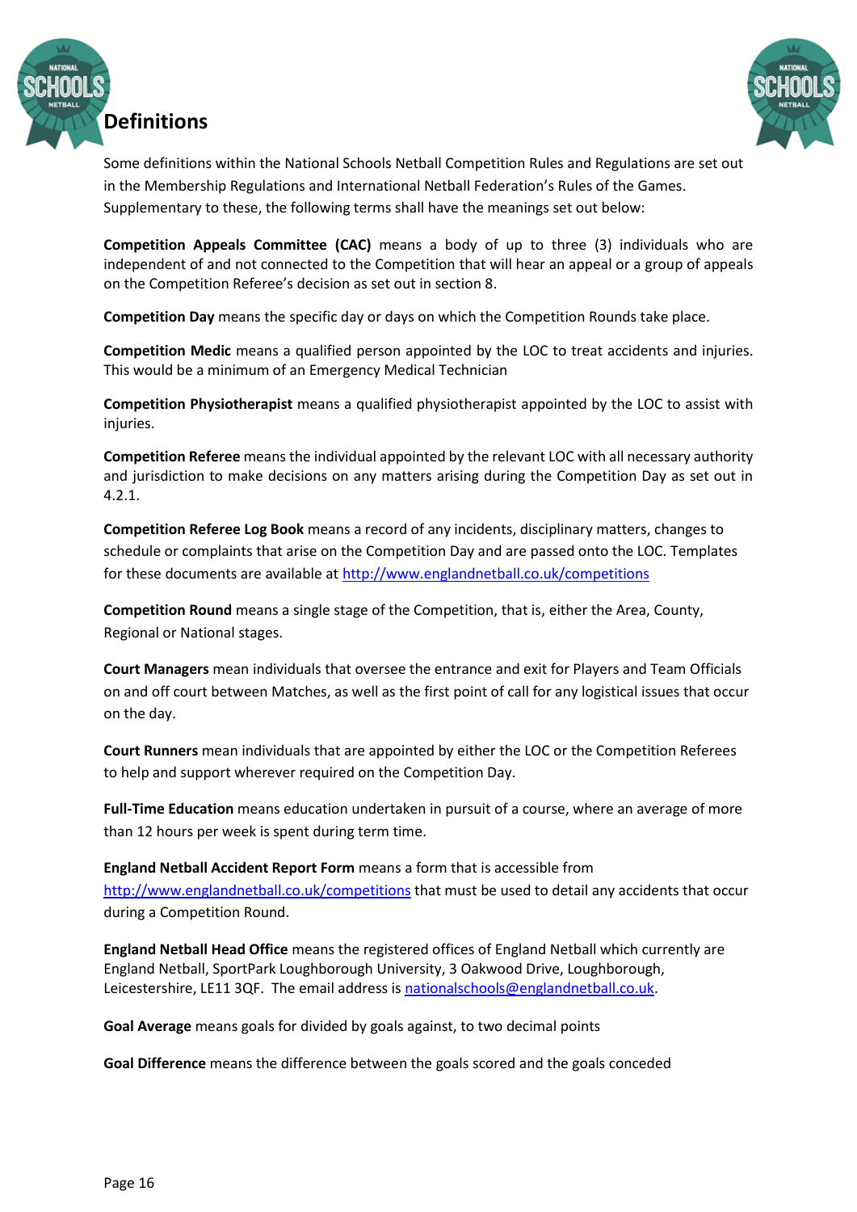## Definitions

Some definitions within the National Schools Netball Competition Rules and Regulations are set out in the Membership Regulations and International Netball Federation's Rules of the Games. Supplementary to these, the following terms shall have the meanings set out below:

**Competition Appeals Committee (CAC)** means a body of up to three (3) individuals who are independent of and not connected to the Competition that will hear an appeal or a group of appeals on the Competition Referee's decision as set out in section 8.

**Competition Day** means the specific day or days on which the Competition Rounds take place.

**Competition Medic** means a qualified person appointed by the LOC to treat accidents and injuries. This would be a minimum of an Emergency Medical Technician

**Competition Physiotherapist** means a qualified physiotherapist appointed by the LOC to assist with injuries.

**Competition Referee** means the individual appointed by the relevant LOC with all necessary authority and jurisdiction to make decisions on any matters arising during the Competition Day as set out in 4.2.1.

**Competition Referee Log Book** means a record of any incidents, disciplinary matters, changes to schedule or complaints that arise on the Competition Day and are passed onto the LOC. Templates for these documents are available at http://www.englandnetball.co.uk/competitions

**Competition Round** means a single stage of the Competition, that is, either the Area, County, Regional or National stages.

**Court Managers** mean individuals that oversee the entrance and exit for Players and Team Officials on and off court between Matches, as well as the first point of call for any logistical issues that occur on the day.

**Court Runners** mean individuals that are appointed by either the LOC or the Competition Referees to help and support wherever required on the Competition Day.

**Full-Time Education** means education undertaken in pursuit of a course, where an average of more than 12 hours per week is spent during term time.

**England Netball Accident Report Form** means a form that is accessible from http://www.englandnetball.co.uk/competitions that must be used to detail any accidents that occur during a Competition Round.

**England Netball Head Office** means the registered offices of England Netball which currently are England Netball, SportPark Loughborough University, 3 Oakwood Drive, Loughborough, Leicestershire, LE11 3QF. The email address is nationalschools@englandnetball.co.uk.

**Goal Average** means goals for divided by goals against, to two decimal points

**Goal Difference** means the difference between the goals scored and the goals conceded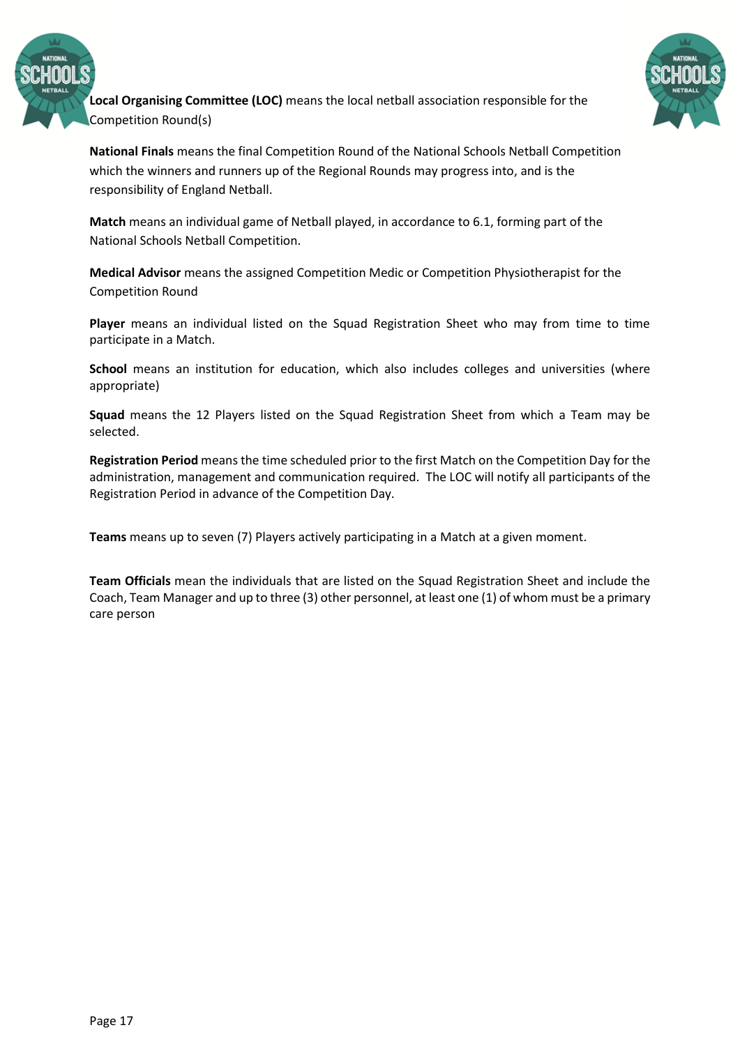**Local Organising Committee (LOC)** means the local netball association responsible for the Competition Round(s)

**National Finals** means the final Competition Round of the National Schools Netball Competition which the winners and runners up of the Regional Rounds may progress into, and is the responsibility of England Netball.

**Match** means an individual game of Netball played, in accordance to 6.1, forming part of the National Schools Netball Competition.

**Medical Advisor** means the assigned Competition Medic or Competition Physiotherapist for the Competition Round

**Player** means an individual listed on the Squad Registration Sheet who may from time to time participate in a Match.

**School** means an institution for education, which also includes colleges and universities (where appropriate)

**Squad** means the 12 Players listed on the Squad Registration Sheet from which a Team may be selected.

**Registration Period** means the time scheduled prior to the first Match on the Competition Day for the administration, management and communication required. The LOC will notify all participants of the Registration Period in advance of the Competition Day.

**Teams** means up to seven (7) Players actively participating in a Match at a given moment.

**Team Officials** mean the individuals that are listed on the Squad Registration Sheet and include the Coach, Team Manager and up to three (3) other personnel, at least one (1) of whom must be a primary care person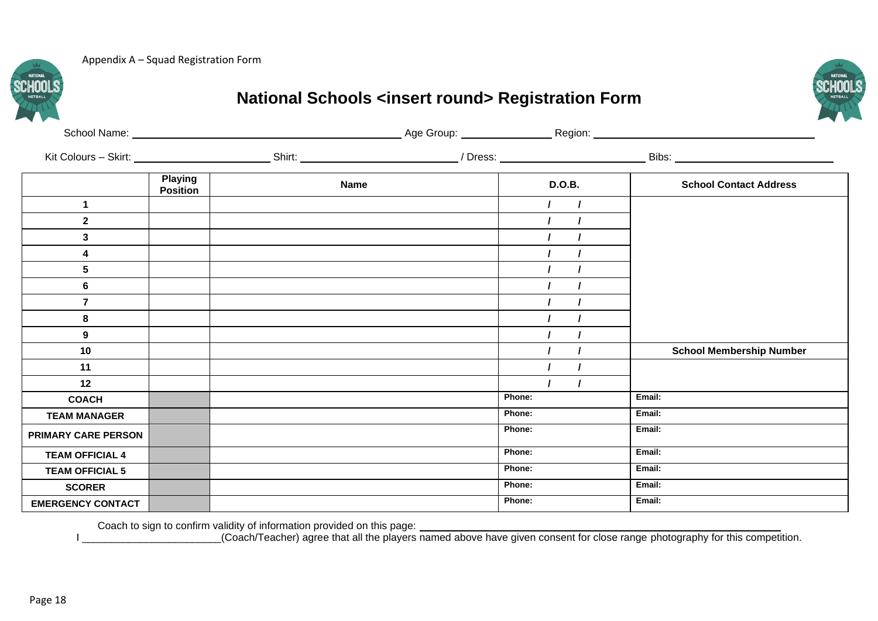Appendix A – Squad Registration Form

# National Schools <insert round> Registration Form

School Name: ______________________ Age Group: __________ Region: ______________________

Kit Colours – Skirt: ______________ Shirt: ______________ / Dress: ______________ Bibs: ______________

| | Playing Position | Name | D.O.B. | School Contact Address |
|---|---|---|---|---|
| 1 | | | / / | |
| 2 | | | / / | |
| 3 | | | / / | |
| 4 | | | / / | |
| 5 | | | / / | |
| 6 | | | / / | |
| 7 | | | / / | |
| 8 | | | / / | |
| 9 | | | / / | |
| 10 | | | / / | **School Membership Number** |
| 11 | | | / / | |
| 12 | | | / / | |
| **COACH** | | | Phone: | Email: |
| **TEAM MANAGER** | | | Phone: | Email: |
| **PRIMARY CARE PERSON** | | | Phone: | Email: |
| **TEAM OFFICIAL 4** | | | Phone: | Email: |
| **TEAM OFFICIAL 5** | | | Phone: | Email: |
| **SCORER** | | | Phone: | Email: |
| **EMERGENCY CONTACT** | | | Phone: | Email: |

Coach to sign to confirm validity of information provided on this page: ______________________

I ________________________(Coach/Teacher) agree that all the players named above have given consent for close range photography for this competition.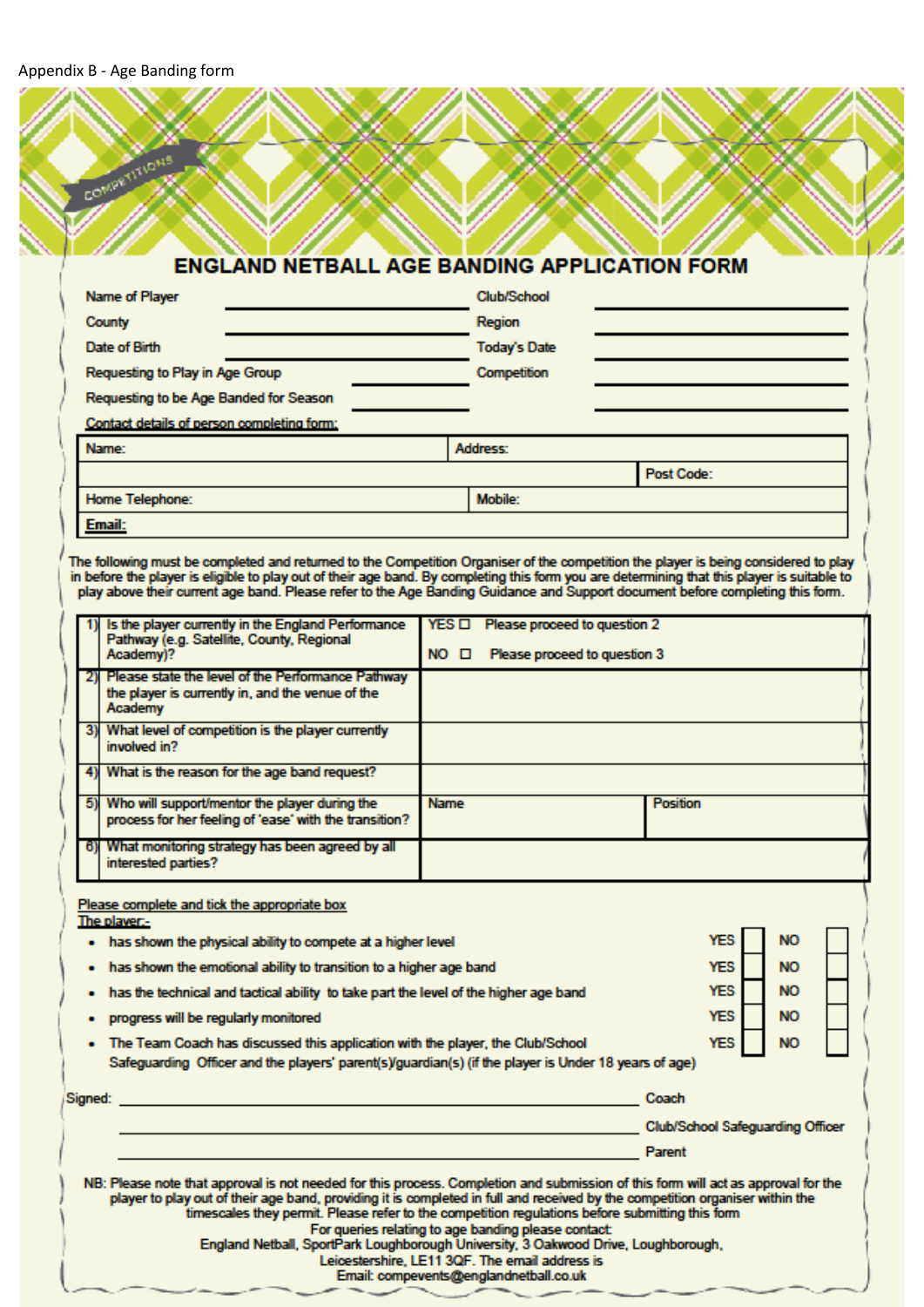Appendix B - Age Banding form

COMPETITIONS

# ENGLAND NETBALL AGE BANDING APPLICATION FORM

| | | | |
|---|---|---|---|
| Name of Player | | Club/School | |
| County | | Region | |
| Date of Birth | | Today's Date | |
| Requesting to Play in Age Group | | Competition | |
| Requesting to be Age Banded for Season | | | |

Contact details of person completing form:

| | | |
|---|---|---|
| Name: | Address: | |
| | | Post Code: |
| Home Telephone: | Mobile: | |
| **Email:** | | |

The following must be completed and returned to the Competition Organiser of the competition the player is being considered to play in before the player is eligible to play out of their age band. By completing this form you are determining that this player is suitable to play above their current age band. Please refer to the Age Banding Guidance and Support document before completing this form.

| | | | |
|---|---|---|---|
| 1) | Is the player currently in the England Performance Pathway (e.g. Satellite, County, Regional Academy)? | YES ☐ Please proceed to question 2<br>NO ☐ Please proceed to question 3 | |
| 2) | Please state the level of the Performance Pathway the player is currently in, and the venue of the Academy | | |
| 3) | What level of competition is the player currently involved in? | | |
| 4) | What is the reason for the age band request? | | |
| 5) | Who will support/mentor the player during the process for her feeling of 'ease' with the transition? | Name | Position |
| 6) | What monitoring strategy has been agreed by all interested parties? | | |

Please complete and tick the appropriate box

The player:-

- has shown the physical ability to compete at a higher level — YES ☐ NO ☐
- has shown the emotional ability to transition to a higher age band — YES ☐ NO ☐
- has the technical and tactical ability to take part the level of the higher age band — YES ☐ NO ☐
- progress will be regularly monitored — YES ☐ NO ☐
- The Team Coach has discussed this application with the player, the Club/School Safeguarding Officer and the players' parent(s)/guardian(s) (if the player is Under 18 years of age) — YES ☐ NO ☐

Signed: ______________________________ Coach

______________________________ Club/School Safeguarding Officer

______________________________ Parent

NB: Please note that approval is not needed for this process. Completion and submission of this form will act as approval for the player to play out of their age band, providing it is completed in full and received by the competition organiser within the timescales they permit. Please refer to the competition regulations before submitting this form

For queries relating to age banding please contact:
England Netball, SportPark Loughborough University, 3 Oakwood Drive, Loughborough, Leicestershire, LE11 3QF. The email address is
Email: compevents@englandnetball.co.uk